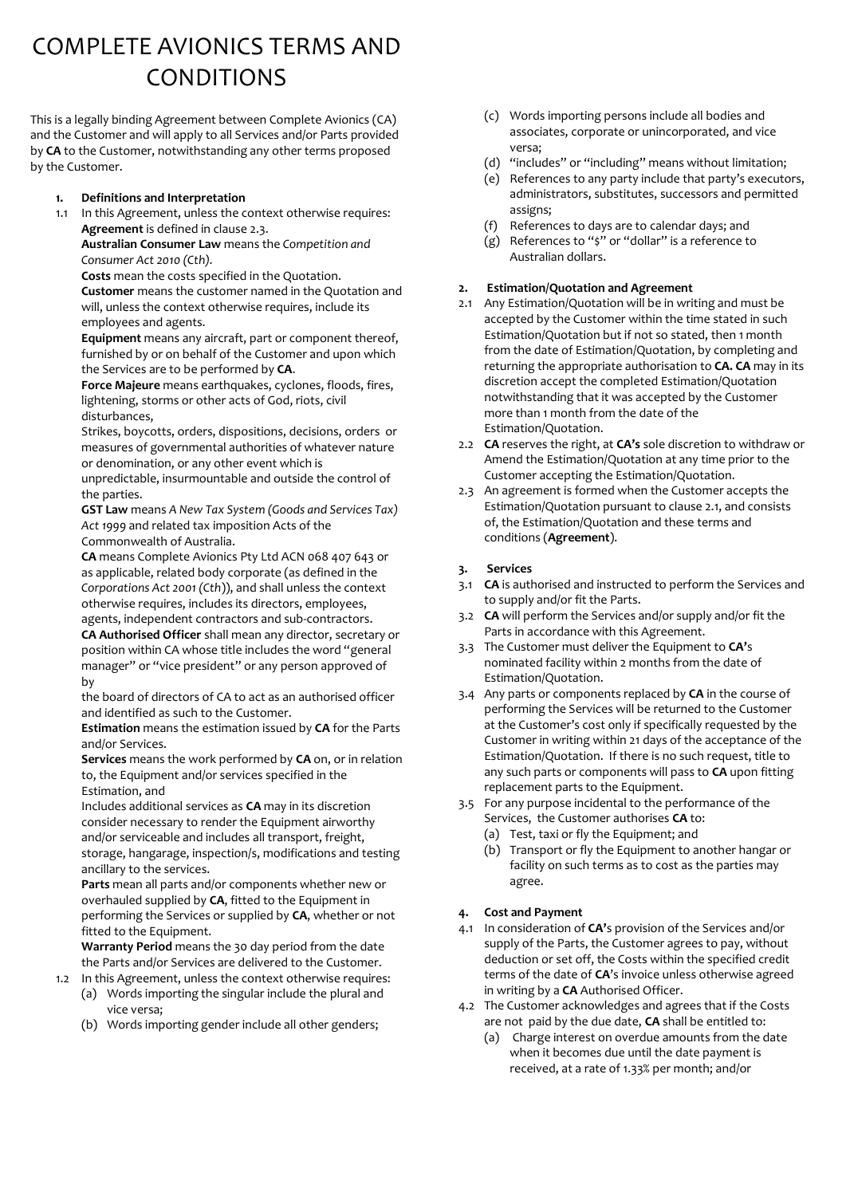# COMPLETE AVIONICS TERMS AND CONDITIONS

This is a legally binding Agreement between Complete Avionics (CA) and the Customer and will apply to all Services and/or Parts provided by **CA** to the Customer, notwithstanding any other terms proposed by the Customer.

1. **Definitions and Interpretation**

1.1 In this Agreement, unless the context otherwise requires:

**Agreement** is defined in clause 2.3.

**Australian Consumer Law** means the *Competition and Consumer Act 2010 (Cth)*.

**Costs** mean the costs specified in the Quotation.

**Customer** means the customer named in the Quotation and will, unless the context otherwise requires, include its employees and agents.

**Equipment** means any aircraft, part or component thereof, furnished by or on behalf of the Customer and upon which the Services are to be performed by **CA**.

**Force Majeure** means earthquakes, cyclones, floods, fires, lightening, storms or other acts of God, riots, civil disturbances,

Strikes, boycotts, orders, dispositions, decisions, orders or measures of governmental authorities of whatever nature or denomination, or any other event which is unpredictable, insurmountable and outside the control of the parties.

**GST Law** means *A New Tax System (Goods and Services Tax) Act 1999* and related tax imposition Acts of the Commonwealth of Australia.

**CA** means Complete Avionics Pty Ltd ACN 068 407 643 or as applicable, related body corporate (as defined in the *Corporations Act 2001 (Cth)*), and shall unless the context otherwise requires, includes its directors, employees, agents, independent contractors and sub-contractors.

**CA Authorised Officer** shall mean any director, secretary or position within CA whose title includes the word "general manager" or "vice president" or any person approved of by

the board of directors of CA to act as an authorised officer and identified as such to the Customer.

**Estimation** means the estimation issued by **CA** for the Parts and/or Services.

**Services** means the work performed by **CA** on, or in relation to, the Equipment and/or services specified in the Estimation, and

Includes additional services as **CA** may in its discretion consider necessary to render the Equipment airworthy and/or serviceable and includes all transport, freight, storage, hangarage, inspection/s, modifications and testing ancillary to the services.

**Parts** mean all parts and/or components whether new or overhauled supplied by **CA**, fitted to the Equipment in performing the Services or supplied by **CA**, whether or not fitted to the Equipment.

**Warranty Period** means the 30 day period from the date the Parts and/or Services are delivered to the Customer.

1.2 In this Agreement, unless the context otherwise requires:

(a) Words importing the singular include the plural and vice versa;

(b) Words importing gender include all other genders;

(c) Words importing persons include all bodies and associates, corporate or unincorporated, and vice versa;

(d) "includes" or "including" means without limitation;

(e) References to any party include that party's executors, administrators, substitutes, successors and permitted assigns;

(f) References to days are to calendar days; and

(g) References to "$" or "dollar" is a reference to Australian dollars.

2. **Estimation/Quotation and Agreement**

2.1 Any Estimation/Quotation will be in writing and must be accepted by the Customer within the time stated in such Estimation/Quotation but if not so stated, then 1 month from the date of Estimation/Quotation, by completing and returning the appropriate authorisation to **CA. CA** may in its discretion accept the completed Estimation/Quotation notwithstanding that it was accepted by the Customer more than 1 month from the date of the Estimation/Quotation.

2.2 **CA** reserves the right, at **CA's** sole discretion to withdraw or Amend the Estimation/Quotation at any time prior to the Customer accepting the Estimation/Quotation.

2.3 An agreement is formed when the Customer accepts the Estimation/Quotation pursuant to clause 2.1, and consists of, the Estimation/Quotation and these terms and conditions (**Agreement**).

3. **Services**

3.1 **CA** is authorised and instructed to perform the Services and to supply and/or fit the Parts.

3.2 **CA** will perform the Services and/or supply and/or fit the Parts in accordance with this Agreement.

3.3 The Customer must deliver the Equipment to **CA**'s nominated facility within 2 months from the date of Estimation/Quotation.

3.4 Any parts or components replaced by **CA** in the course of performing the Services will be returned to the Customer at the Customer's cost only if specifically requested by the Customer in writing within 21 days of the acceptance of the Estimation/Quotation. If there is no such request, title to any such parts or components will pass to **CA** upon fitting replacement parts to the Equipment.

3.5 For any purpose incidental to the performance of the Services, the Customer authorises **CA** to:

(a) Test, taxi or fly the Equipment; and

(b) Transport or fly the Equipment to another hangar or facility on such terms as to cost as the parties may agree.

4. **Cost and Payment**

4.1 In consideration of **CA'**s provision of the Services and/or supply of the Parts, the Customer agrees to pay, without deduction or set off, the Costs within the specified credit terms of the date of **CA**'s invoice unless otherwise agreed in writing by a **CA** Authorised Officer.

4.2 The Customer acknowledges and agrees that if the Costs are not paid by the due date, **CA** shall be entitled to:

(a) Charge interest on overdue amounts from the date when it becomes due until the date payment is received, at a rate of 1.33% per month; and/or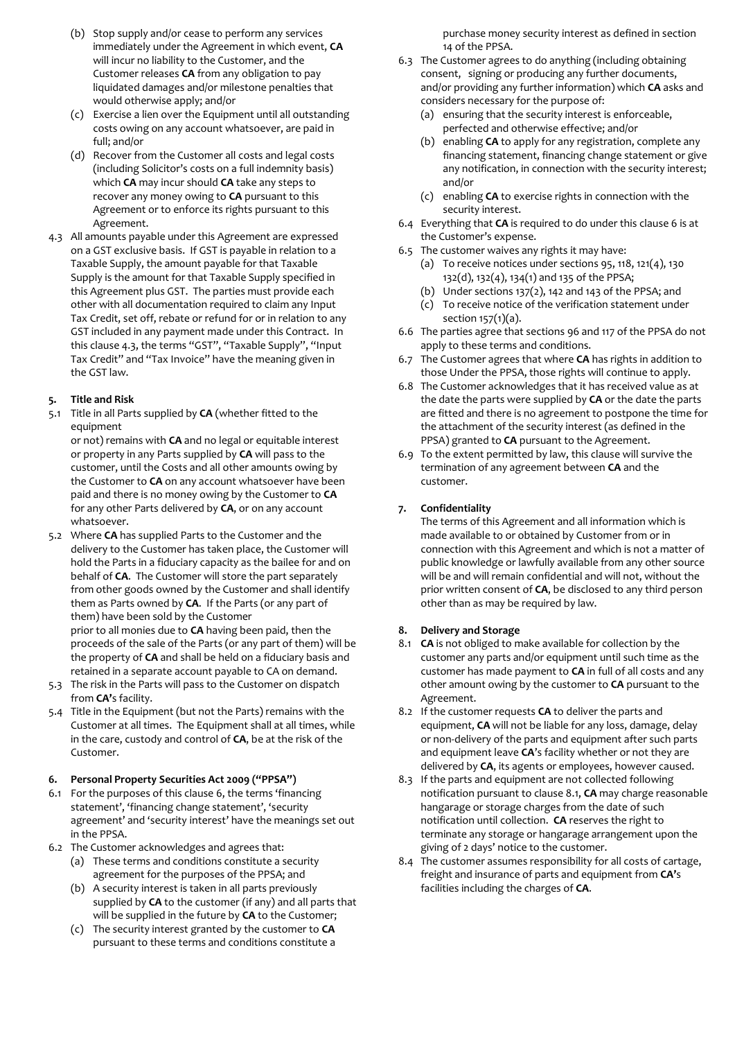(b) Stop supply and/or cease to perform any services immediately under the Agreement in which event, **CA** will incur no liability to the Customer, and the Customer releases **CA** from any obligation to pay liquidated damages and/or milestone penalties that would otherwise apply; and/or

(c) Exercise a lien over the Equipment until all outstanding costs owing on any account whatsoever, are paid in full; and/or

(d) Recover from the Customer all costs and legal costs (including Solicitor's costs on a full indemnity basis) which **CA** may incur should **CA** take any steps to recover any money owing to **CA** pursuant to this Agreement or to enforce its rights pursuant to this Agreement.

4.3 All amounts payable under this Agreement are expressed on a GST exclusive basis. If GST is payable in relation to a Taxable Supply, the amount payable for that Taxable Supply is the amount for that Taxable Supply specified in this Agreement plus GST. The parties must provide each other with all documentation required to claim any Input Tax Credit, set off, rebate or refund for or in relation to any GST included in any payment made under this Contract. In this clause 4.3, the terms "GST", "Taxable Supply", "Input Tax Credit" and "Tax Invoice" have the meaning given in the GST law.

**5. Title and Risk**

5.1 Title in all Parts supplied by **CA** (whether fitted to the equipment or not) remains with **CA** and no legal or equitable interest or property in any Parts supplied by **CA** will pass to the customer, until the Costs and all other amounts owing by the Customer to **CA** on any account whatsoever have been paid and there is no money owing by the Customer to **CA** for any other Parts delivered by **CA**, or on any account whatsoever.

5.2 Where **CA** has supplied Parts to the Customer and the delivery to the Customer has taken place, the Customer will hold the Parts in a fiduciary capacity as the bailee for and on behalf of **CA**. The Customer will store the part separately from other goods owned by the Customer and shall identify them as Parts owned by **CA**. If the Parts (or any part of them) have been sold by the Customer prior to all monies due to **CA** having been paid, then the proceeds of the sale of the Parts (or any part of them) will be the property of **CA** and shall be held on a fiduciary basis and retained in a separate account payable to CA on demand.

5.3 The risk in the Parts will pass to the Customer on dispatch from **CA'**s facility.

5.4 Title in the Equipment (but not the Parts) remains with the Customer at all times. The Equipment shall at all times, while in the care, custody and control of **CA**, be at the risk of the Customer.

**6. Personal Property Securities Act 2009 ("PPSA")**

6.1 For the purposes of this clause 6, the terms 'financing statement', 'financing change statement', 'security agreement' and 'security interest' have the meanings set out in the PPSA.

6.2 The Customer acknowledges and agrees that:

(a) These terms and conditions constitute a security agreement for the purposes of the PPSA; and

(b) A security interest is taken in all parts previously supplied by **CA** to the customer (if any) and all parts that will be supplied in the future by **CA** to the Customer;

(c) The security interest granted by the customer to **CA** pursuant to these terms and conditions constitute a purchase money security interest as defined in section 14 of the PPSA.

6.3 The Customer agrees to do anything (including obtaining consent, signing or producing any further documents, and/or providing any further information) which **CA** asks and considers necessary for the purpose of:

(a) ensuring that the security interest is enforceable, perfected and otherwise effective; and/or

(b) enabling **CA** to apply for any registration, complete any financing statement, financing change statement or give any notification, in connection with the security interest; and/or

(c) enabling **CA** to exercise rights in connection with the security interest.

6.4 Everything that **CA** is required to do under this clause 6 is at the Customer's expense.

6.5 The customer waives any rights it may have:

(a) To receive notices under sections 95, 118, 121(4), 130 132(d), 132(4), 134(1) and 135 of the PPSA;

(b) Under sections 137(2), 142 and 143 of the PPSA; and

(c) To receive notice of the verification statement under section 157(1)(a).

6.6 The parties agree that sections 96 and 117 of the PPSA do not apply to these terms and conditions.

6.7 The Customer agrees that where **CA** has rights in addition to those Under the PPSA, those rights will continue to apply.

6.8 The Customer acknowledges that it has received value as at the date the parts were supplied by **CA** or the date the parts are fitted and there is no agreement to postpone the time for the attachment of the security interest (as defined in the PPSA) granted to **CA** pursuant to the Agreement.

6.9 To the extent permitted by law, this clause will survive the termination of any agreement between **CA** and the customer.

**7. Confidentiality**

The terms of this Agreement and all information which is made available to or obtained by Customer from or in connection with this Agreement and which is not a matter of public knowledge or lawfully available from any other source will be and will remain confidential and will not, without the prior written consent of **CA**, be disclosed to any third person other than as may be required by law.

**8. Delivery and Storage**

8.1 **CA** is not obliged to make available for collection by the customer any parts and/or equipment until such time as the customer has made payment to **CA** in full of all costs and any other amount owing by the customer to **CA** pursuant to the Agreement.

8.2 If the customer requests **CA** to deliver the parts and equipment, **CA** will not be liable for any loss, damage, delay or non-delivery of the parts and equipment after such parts and equipment leave **CA**'s facility whether or not they are delivered by **CA**, its agents or employees, however caused.

8.3 If the parts and equipment are not collected following notification pursuant to clause 8.1, **CA** may charge reasonable hangarage or storage charges from the date of such notification until collection. **CA** reserves the right to terminate any storage or hangarage arrangement upon the giving of 2 days' notice to the customer.

8.4 The customer assumes responsibility for all costs of cartage, freight and insurance of parts and equipment from **CA'**s facilities including the charges of **CA**.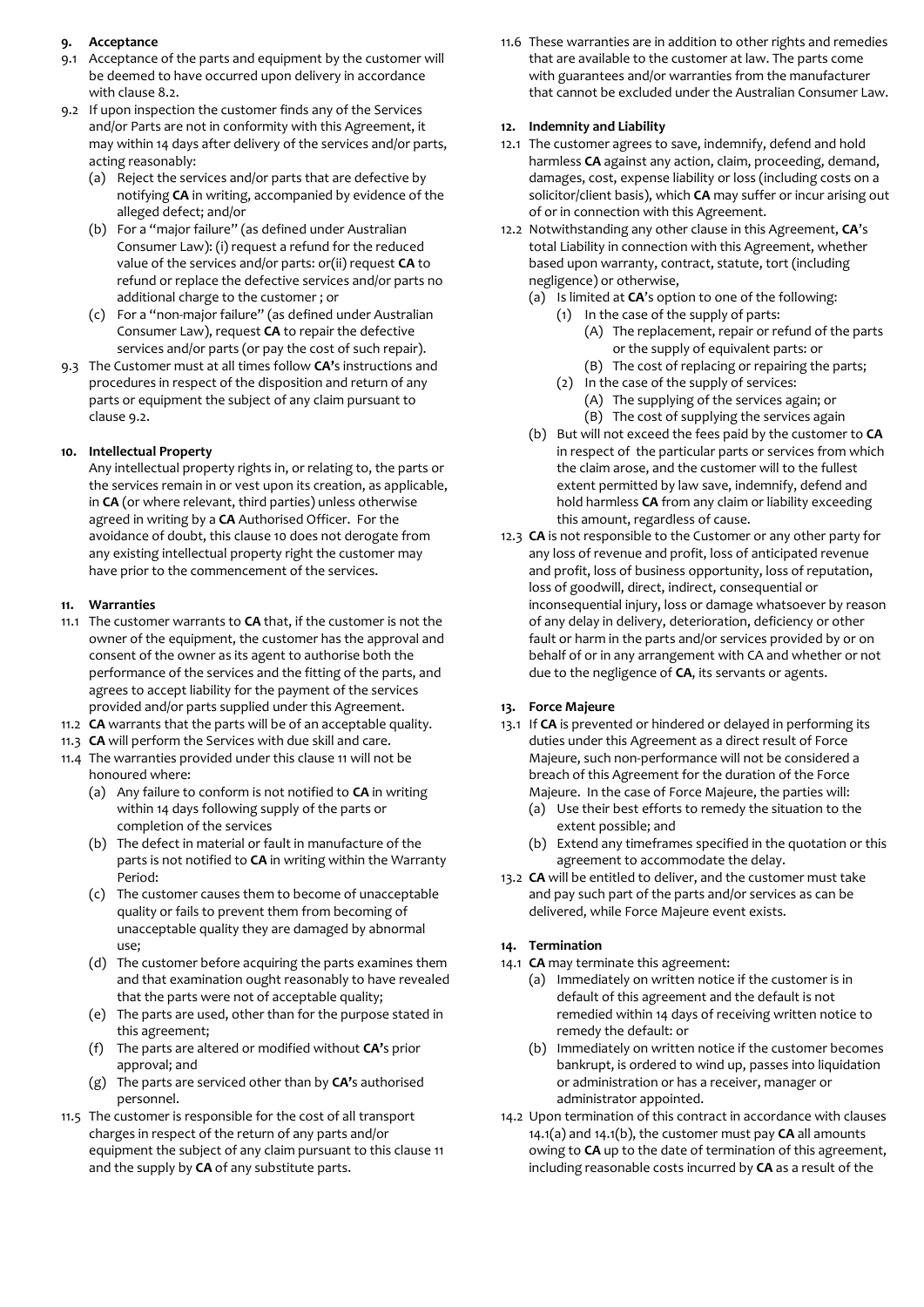## 9. Acceptance

9.1 Acceptance of the parts and equipment by the customer will be deemed to have occurred upon delivery in accordance with clause 8.2.

9.2 If upon inspection the customer finds any of the Services and/or Parts are not in conformity with this Agreement, it may within 14 days after delivery of the services and/or parts, acting reasonably:

(a) Reject the services and/or parts that are defective by notifying **CA** in writing, accompanied by evidence of the alleged defect; and/or

(b) For a "major failure" (as defined under Australian Consumer Law): (i) request a refund for the reduced value of the services and/or parts: or(ii) request **CA** to refund or replace the defective services and/or parts no additional charge to the customer ; or

(c) For a "non-major failure" (as defined under Australian Consumer Law), request **CA** to repair the defective services and/or parts (or pay the cost of such repair).

9.3 The Customer must at all times follow **CA'**s instructions and procedures in respect of the disposition and return of any parts or equipment the subject of any claim pursuant to clause 9.2.

## 10. Intellectual Property

Any intellectual property rights in, or relating to, the parts or the services remain in or vest upon its creation, as applicable, in **CA** (or where relevant, third parties) unless otherwise agreed in writing by a **CA** Authorised Officer. For the avoidance of doubt, this clause 10 does not derogate from any existing intellectual property right the customer may have prior to the commencement of the services.

## 11. Warranties

11.1 The customer warrants to **CA** that, if the customer is not the owner of the equipment, the customer has the approval and consent of the owner as its agent to authorise both the performance of the services and the fitting of the parts, and agrees to accept liability for the payment of the services provided and/or parts supplied under this Agreement.

11.2 **CA** warrants that the parts will be of an acceptable quality.

11.3 **CA** will perform the Services with due skill and care.

11.4 The warranties provided under this clause 11 will not be honoured where:

(a) Any failure to conform is not notified to **CA** in writing within 14 days following supply of the parts or completion of the services

(b) The defect in material or fault in manufacture of the parts is not notified to **CA** in writing within the Warranty Period:

(c) The customer causes them to become of unacceptable quality or fails to prevent them from becoming of unacceptable quality they are damaged by abnormal use;

(d) The customer before acquiring the parts examines them and that examination ought reasonably to have revealed that the parts were not of acceptable quality;

(e) The parts are used, other than for the purpose stated in this agreement;

(f) The parts are altered or modified without **CA'**s prior approval; and

(g) The parts are serviced other than by **CA'**s authorised personnel.

11.5 The customer is responsible for the cost of all transport charges in respect of the return of any parts and/or equipment the subject of any claim pursuant to this clause 11 and the supply by **CA** of any substitute parts.

11.6 These warranties are in addition to other rights and remedies that are available to the customer at law. The parts come with guarantees and/or warranties from the manufacturer that cannot be excluded under the Australian Consumer Law.

## 12. Indemnity and Liability

12.1 The customer agrees to save, indemnify, defend and hold harmless **CA** against any action, claim, proceeding, demand, damages, cost, expense liability or loss (including costs on a solicitor/client basis), which **CA** may suffer or incur arising out of or in connection with this Agreement.

12.2 Notwithstanding any other clause in this Agreement, **CA**'s total Liability in connection with this Agreement, whether based upon warranty, contract, statute, tort (including negligence) or otherwise,

(a) Is limited at **CA**'s option to one of the following:

(1) In the case of the supply of parts:

(A) The replacement, repair or refund of the parts or the supply of equivalent parts: or

(B) The cost of replacing or repairing the parts;

(2) In the case of the supply of services:

(A) The supplying of the services again; or

(B) The cost of supplying the services again

(b) But will not exceed the fees paid by the customer to **CA** in respect of the particular parts or services from which the claim arose, and the customer will to the fullest extent permitted by law save, indemnify, defend and hold harmless **CA** from any claim or liability exceeding this amount, regardless of cause.

12.3 **CA** is not responsible to the Customer or any other party for any loss of revenue and profit, loss of anticipated revenue and profit, loss of business opportunity, loss of reputation, loss of goodwill, direct, indirect, consequential or inconsequential injury, loss or damage whatsoever by reason of any delay in delivery, deterioration, deficiency or other fault or harm in the parts and/or services provided by or on behalf of or in any arrangement with CA and whether or not due to the negligence of **CA**, its servants or agents.

## 13. Force Majeure

13.1 If **CA** is prevented or hindered or delayed in performing its duties under this Agreement as a direct result of Force Majeure, such non-performance will not be considered a breach of this Agreement for the duration of the Force Majeure. In the case of Force Majeure, the parties will:

(a) Use their best efforts to remedy the situation to the extent possible; and

(b) Extend any timeframes specified in the quotation or this agreement to accommodate the delay.

13.2 **CA** will be entitled to deliver, and the customer must take and pay such part of the parts and/or services as can be delivered, while Force Majeure event exists.

## 14. Termination

14.1 **CA** may terminate this agreement:

(a) Immediately on written notice if the customer is in default of this agreement and the default is not remedied within 14 days of receiving written notice to remedy the default: or

(b) Immediately on written notice if the customer becomes bankrupt, is ordered to wind up, passes into liquidation or administration or has a receiver, manager or administrator appointed.

14.2 Upon termination of this contract in accordance with clauses 14.1(a) and 14.1(b), the customer must pay **CA** all amounts owing to **CA** up to the date of termination of this agreement, including reasonable costs incurred by **CA** as a result of the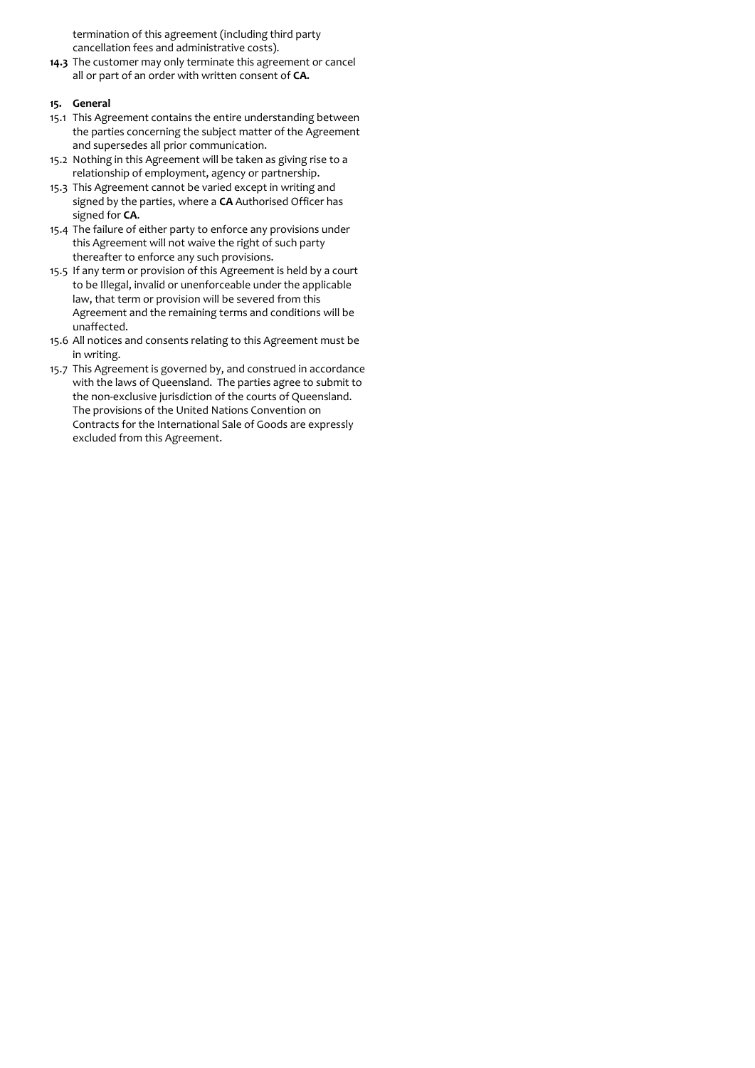termination of this agreement (including third party cancellation fees and administrative costs).

**14.3** The customer may only terminate this agreement or cancel all or part of an order with written consent of **CA.**

**15. General**

15.1 This Agreement contains the entire understanding between the parties concerning the subject matter of the Agreement and supersedes all prior communication.

15.2 Nothing in this Agreement will be taken as giving rise to a relationship of employment, agency or partnership.

15.3 This Agreement cannot be varied except in writing and signed by the parties, where a **CA** Authorised Officer has signed for **CA**.

15.4 The failure of either party to enforce any provisions under this Agreement will not waive the right of such party thereafter to enforce any such provisions.

15.5 If any term or provision of this Agreement is held by a court to be Illegal, invalid or unenforceable under the applicable law, that term or provision will be severed from this Agreement and the remaining terms and conditions will be unaffected.

15.6 All notices and consents relating to this Agreement must be in writing.

15.7 This Agreement is governed by, and construed in accordance with the laws of Queensland. The parties agree to submit to the non-exclusive jurisdiction of the courts of Queensland. The provisions of the United Nations Convention on Contracts for the International Sale of Goods are expressly excluded from this Agreement.